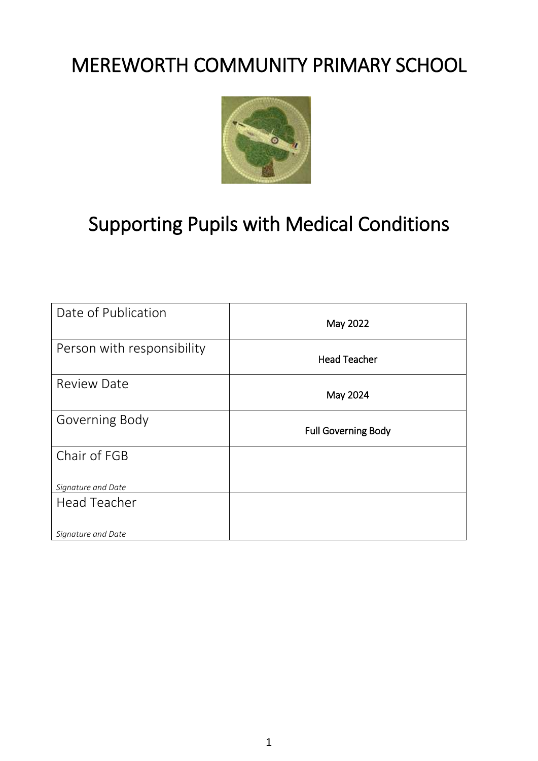# MEREWORTH COMMUNITY PRIMARY SCHOOL

# Supporting Pupils with Medical Conditions

| | |
|---|---|
| Date of Publication | May 2022 |
| Person with responsibility | Head Teacher |
| Review Date | May 2024 |
| Governing Body | Full Governing Body |
| Chair of FGB<br><br>*Signature and Date* | |
| Head Teacher<br><br>*Signature and Date* | |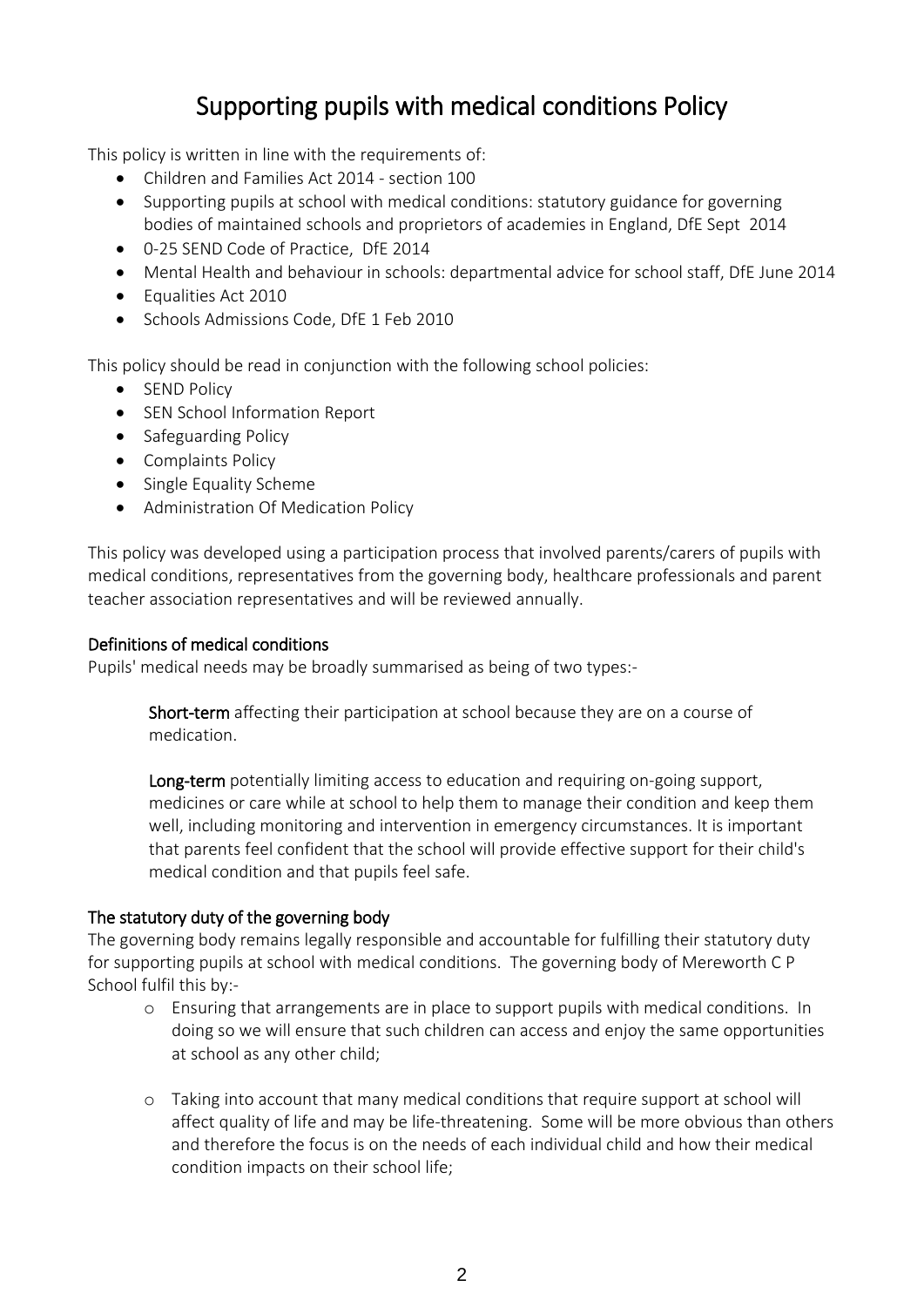# Supporting pupils with medical conditions Policy

This policy is written in line with the requirements of:

- Children and Families Act 2014 - section 100
- Supporting pupils at school with medical conditions: statutory guidance for governing bodies of maintained schools and proprietors of academies in England, DfE Sept 2014
- 0-25 SEND Code of Practice, DfE 2014
- Mental Health and behaviour in schools: departmental advice for school staff, DfE June 2014
- Equalities Act 2010
- Schools Admissions Code, DfE 1 Feb 2010

This policy should be read in conjunction with the following school policies:

- SEND Policy
- SEN School Information Report
- Safeguarding Policy
- Complaints Policy
- Single Equality Scheme
- Administration Of Medication Policy

This policy was developed using a participation process that involved parents/carers of pupils with medical conditions, representatives from the governing body, healthcare professionals and parent teacher association representatives and will be reviewed annually.

## Definitions of medical conditions

Pupils' medical needs may be broadly summarised as being of two types:-

**Short-term** affecting their participation at school because they are on a course of medication.

**Long-term** potentially limiting access to education and requiring on-going support, medicines or care while at school to help them to manage their condition and keep them well, including monitoring and intervention in emergency circumstances. It is important that parents feel confident that the school will provide effective support for their child's medical condition and that pupils feel safe.

## The statutory duty of the governing body

The governing body remains legally responsible and accountable for fulfilling their statutory duty for supporting pupils at school with medical conditions. The governing body of Mereworth C P School fulfil this by:-

- Ensuring that arrangements are in place to support pupils with medical conditions. In doing so we will ensure that such children can access and enjoy the same opportunities at school as any other child;

- Taking into account that many medical conditions that require support at school will affect quality of life and may be life-threatening. Some will be more obvious than others and therefore the focus is on the needs of each individual child and how their medical condition impacts on their school life;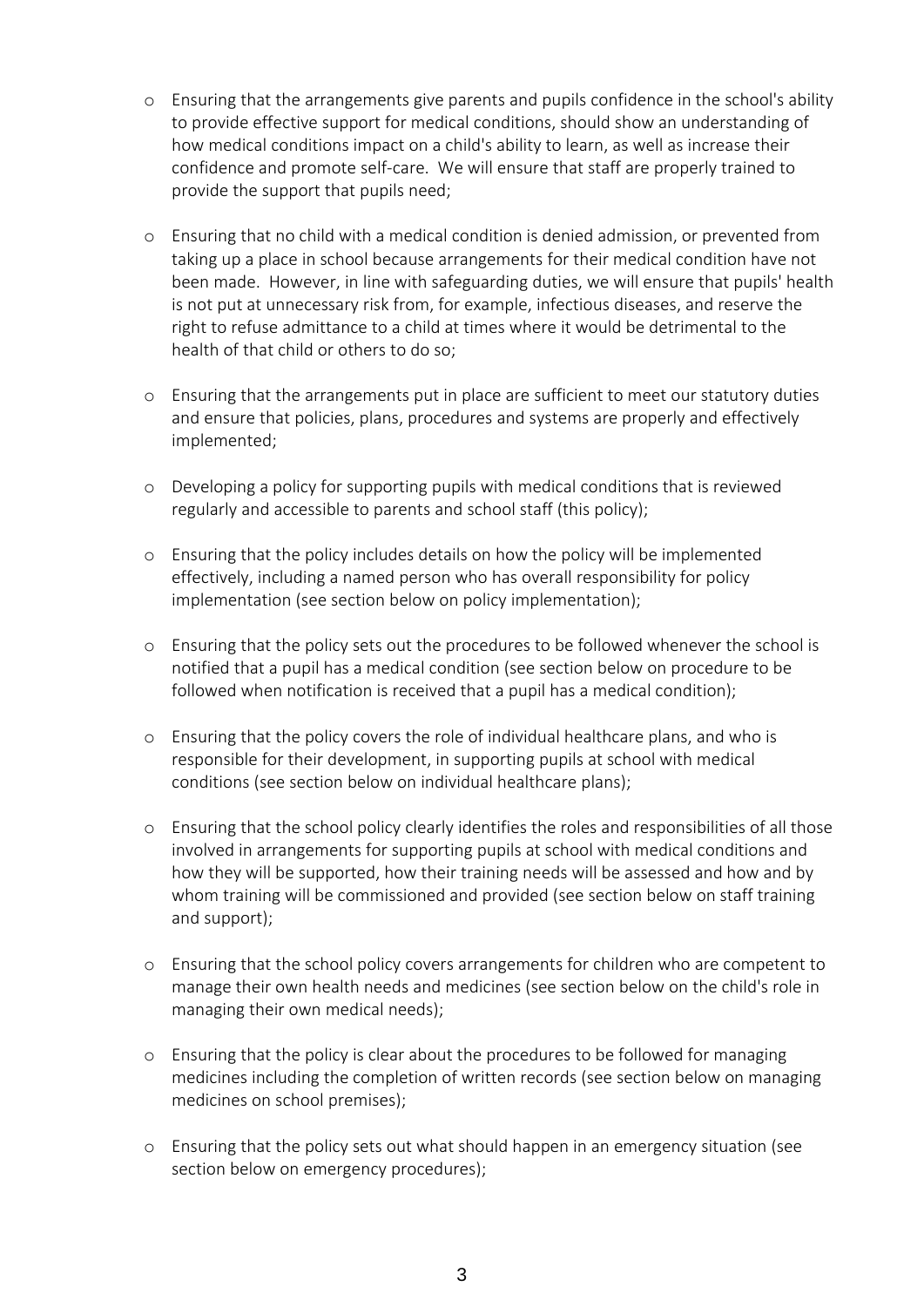- Ensuring that the arrangements give parents and pupils confidence in the school's ability to provide effective support for medical conditions, should show an understanding of how medical conditions impact on a child's ability to learn, as well as increase their confidence and promote self-care. We will ensure that staff are properly trained to provide the support that pupils need;

- Ensuring that no child with a medical condition is denied admission, or prevented from taking up a place in school because arrangements for their medical condition have not been made. However, in line with safeguarding duties, we will ensure that pupils' health is not put at unnecessary risk from, for example, infectious diseases, and reserve the right to refuse admittance to a child at times where it would be detrimental to the health of that child or others to do so;

- Ensuring that the arrangements put in place are sufficient to meet our statutory duties and ensure that policies, plans, procedures and systems are properly and effectively implemented;

- Developing a policy for supporting pupils with medical conditions that is reviewed regularly and accessible to parents and school staff (this policy);

- Ensuring that the policy includes details on how the policy will be implemented effectively, including a named person who has overall responsibility for policy implementation (see section below on policy implementation);

- Ensuring that the policy sets out the procedures to be followed whenever the school is notified that a pupil has a medical condition (see section below on procedure to be followed when notification is received that a pupil has a medical condition);

- Ensuring that the policy covers the role of individual healthcare plans, and who is responsible for their development, in supporting pupils at school with medical conditions (see section below on individual healthcare plans);

- Ensuring that the school policy clearly identifies the roles and responsibilities of all those involved in arrangements for supporting pupils at school with medical conditions and how they will be supported, how their training needs will be assessed and how and by whom training will be commissioned and provided (see section below on staff training and support);

- Ensuring that the school policy covers arrangements for children who are competent to manage their own health needs and medicines (see section below on the child's role in managing their own medical needs);

- Ensuring that the policy is clear about the procedures to be followed for managing medicines including the completion of written records (see section below on managing medicines on school premises);

- Ensuring that the policy sets out what should happen in an emergency situation (see section below on emergency procedures);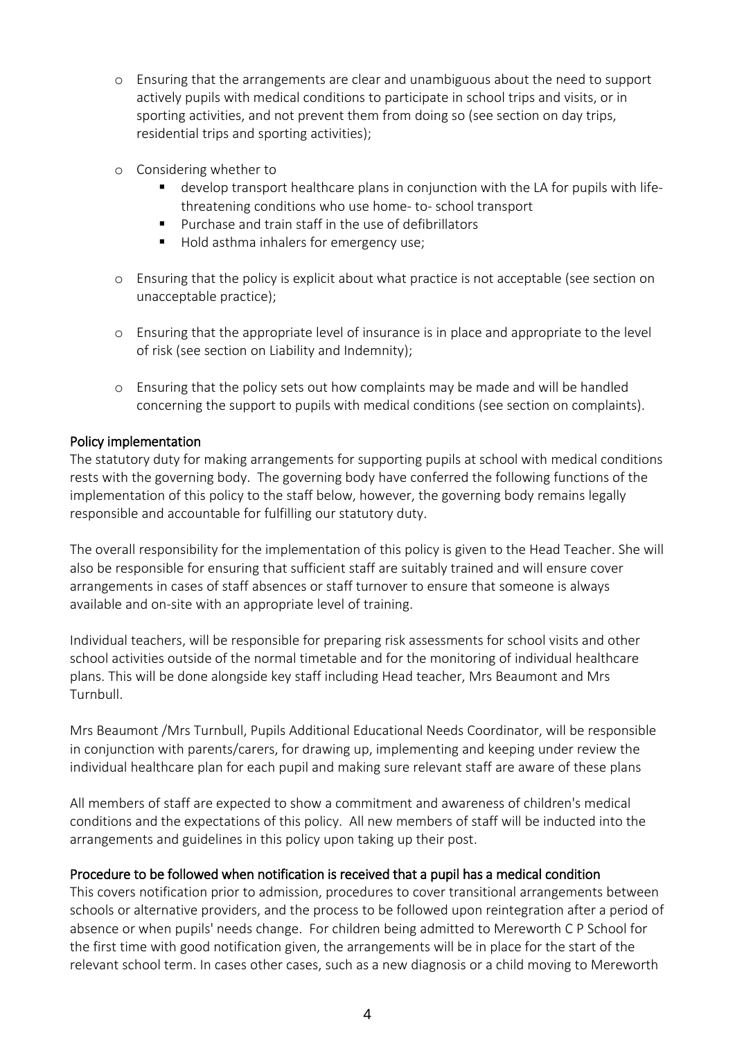- Ensuring that the arrangements are clear and unambiguous about the need to support actively pupils with medical conditions to participate in school trips and visits, or in sporting activities, and not prevent them from doing so (see section on day trips, residential trips and sporting activities);

- Considering whether to
  - develop transport healthcare plans in conjunction with the LA for pupils with life-threatening conditions who use home- to- school transport
  - Purchase and train staff in the use of defibrillators
  - Hold asthma inhalers for emergency use;

- Ensuring that the policy is explicit about what practice is not acceptable (see section on unacceptable practice);

- Ensuring that the appropriate level of insurance is in place and appropriate to the level of risk (see section on Liability and Indemnity);

- Ensuring that the policy sets out how complaints may be made and will be handled concerning the support to pupils with medical conditions (see section on complaints).

## Policy implementation

The statutory duty for making arrangements for supporting pupils at school with medical conditions rests with the governing body. The governing body have conferred the following functions of the implementation of this policy to the staff below, however, the governing body remains legally responsible and accountable for fulfilling our statutory duty.

The overall responsibility for the implementation of this policy is given to the Head Teacher. She will also be responsible for ensuring that sufficient staff are suitably trained and will ensure cover arrangements in cases of staff absences or staff turnover to ensure that someone is always available and on-site with an appropriate level of training.

Individual teachers, will be responsible for preparing risk assessments for school visits and other school activities outside of the normal timetable and for the monitoring of individual healthcare plans. This will be done alongside key staff including Head teacher, Mrs Beaumont and Mrs Turnbull.

Mrs Beaumont /Mrs Turnbull, Pupils Additional Educational Needs Coordinator, will be responsible in conjunction with parents/carers, for drawing up, implementing and keeping under review the individual healthcare plan for each pupil and making sure relevant staff are aware of these plans

All members of staff are expected to show a commitment and awareness of children's medical conditions and the expectations of this policy. All new members of staff will be inducted into the arrangements and guidelines in this policy upon taking up their post.

## Procedure to be followed when notification is received that a pupil has a medical condition

This covers notification prior to admission, procedures to cover transitional arrangements between schools or alternative providers, and the process to be followed upon reintegration after a period of absence or when pupils' needs change. For children being admitted to Mereworth C P School for the first time with good notification given, the arrangements will be in place for the start of the relevant school term. In cases other cases, such as a new diagnosis or a child moving to Mereworth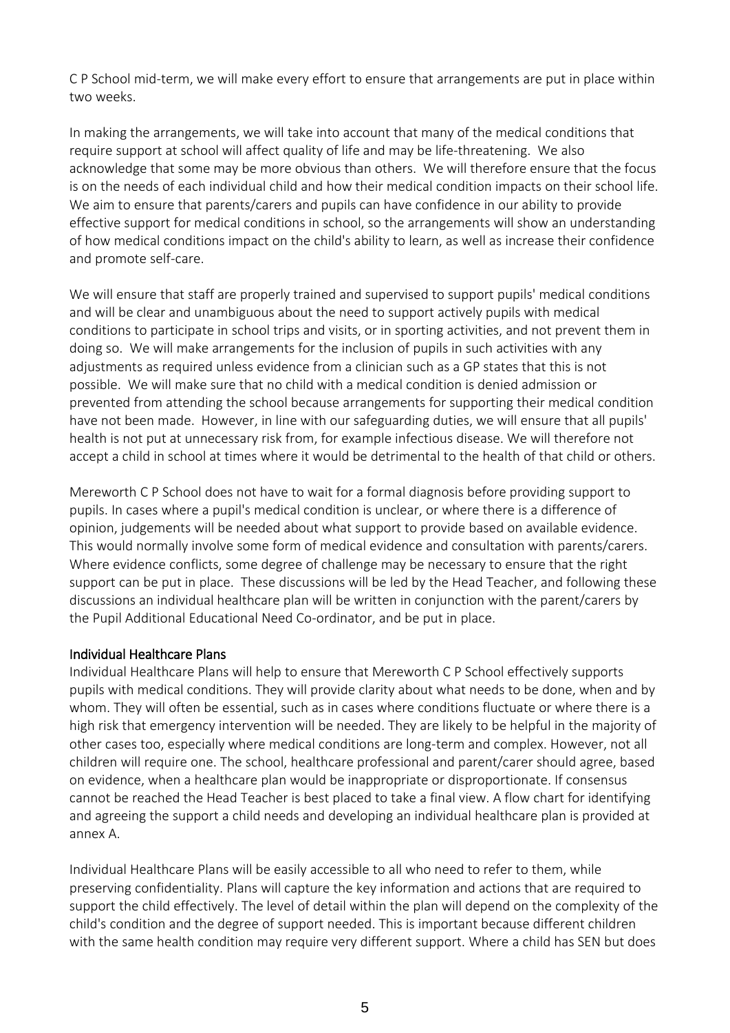C P School mid-term, we will make every effort to ensure that arrangements are put in place within two weeks.

In making the arrangements, we will take into account that many of the medical conditions that require support at school will affect quality of life and may be life-threatening. We also acknowledge that some may be more obvious than others. We will therefore ensure that the focus is on the needs of each individual child and how their medical condition impacts on their school life. We aim to ensure that parents/carers and pupils can have confidence in our ability to provide effective support for medical conditions in school, so the arrangements will show an understanding of how medical conditions impact on the child's ability to learn, as well as increase their confidence and promote self-care.

We will ensure that staff are properly trained and supervised to support pupils' medical conditions and will be clear and unambiguous about the need to support actively pupils with medical conditions to participate in school trips and visits, or in sporting activities, and not prevent them in doing so. We will make arrangements for the inclusion of pupils in such activities with any adjustments as required unless evidence from a clinician such as a GP states that this is not possible. We will make sure that no child with a medical condition is denied admission or prevented from attending the school because arrangements for supporting their medical condition have not been made. However, in line with our safeguarding duties, we will ensure that all pupils' health is not put at unnecessary risk from, for example infectious disease. We will therefore not accept a child in school at times where it would be detrimental to the health of that child or others.

Mereworth C P School does not have to wait for a formal diagnosis before providing support to pupils. In cases where a pupil's medical condition is unclear, or where there is a difference of opinion, judgements will be needed about what support to provide based on available evidence. This would normally involve some form of medical evidence and consultation with parents/carers. Where evidence conflicts, some degree of challenge may be necessary to ensure that the right support can be put in place. These discussions will be led by the Head Teacher, and following these discussions an individual healthcare plan will be written in conjunction with the parent/carers by the Pupil Additional Educational Need Co-ordinator, and be put in place.

## Individual Healthcare Plans

Individual Healthcare Plans will help to ensure that Mereworth C P School effectively supports pupils with medical conditions. They will provide clarity about what needs to be done, when and by whom. They will often be essential, such as in cases where conditions fluctuate or where there is a high risk that emergency intervention will be needed. They are likely to be helpful in the majority of other cases too, especially where medical conditions are long-term and complex. However, not all children will require one. The school, healthcare professional and parent/carer should agree, based on evidence, when a healthcare plan would be inappropriate or disproportionate. If consensus cannot be reached the Head Teacher is best placed to take a final view. A flow chart for identifying and agreeing the support a child needs and developing an individual healthcare plan is provided at annex A.

Individual Healthcare Plans will be easily accessible to all who need to refer to them, while preserving confidentiality. Plans will capture the key information and actions that are required to support the child effectively. The level of detail within the plan will depend on the complexity of the child's condition and the degree of support needed. This is important because different children with the same health condition may require very different support. Where a child has SEN but does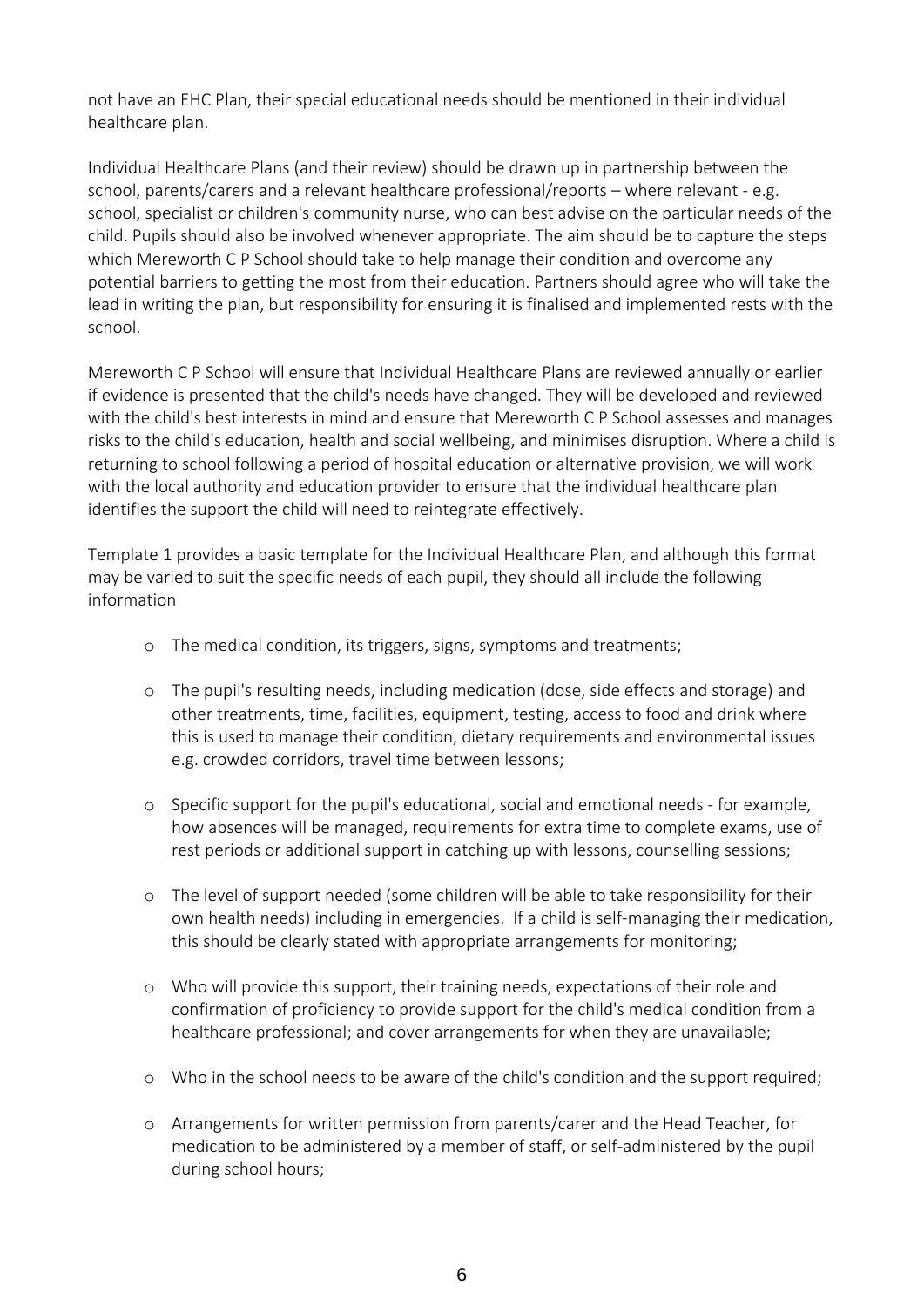not have an EHC Plan, their special educational needs should be mentioned in their individual healthcare plan.

Individual Healthcare Plans (and their review) should be drawn up in partnership between the school, parents/carers and a relevant healthcare professional/reports – where relevant - e.g. school, specialist or children's community nurse, who can best advise on the particular needs of the child. Pupils should also be involved whenever appropriate. The aim should be to capture the steps which Mereworth C P School should take to help manage their condition and overcome any potential barriers to getting the most from their education. Partners should agree who will take the lead in writing the plan, but responsibility for ensuring it is finalised and implemented rests with the school.

Mereworth C P School will ensure that Individual Healthcare Plans are reviewed annually or earlier if evidence is presented that the child's needs have changed. They will be developed and reviewed with the child's best interests in mind and ensure that Mereworth C P School assesses and manages risks to the child's education, health and social wellbeing, and minimises disruption. Where a child is returning to school following a period of hospital education or alternative provision, we will work with the local authority and education provider to ensure that the individual healthcare plan identifies the support the child will need to reintegrate effectively.

Template 1 provides a basic template for the Individual Healthcare Plan, and although this format may be varied to suit the specific needs of each pupil, they should all include the following information

- The medical condition, its triggers, signs, symptoms and treatments;
- The pupil's resulting needs, including medication (dose, side effects and storage) and other treatments, time, facilities, equipment, testing, access to food and drink where this is used to manage their condition, dietary requirements and environmental issues e.g. crowded corridors, travel time between lessons;
- Specific support for the pupil's educational, social and emotional needs - for example, how absences will be managed, requirements for extra time to complete exams, use of rest periods or additional support in catching up with lessons, counselling sessions;
- The level of support needed (some children will be able to take responsibility for their own health needs) including in emergencies. If a child is self-managing their medication, this should be clearly stated with appropriate arrangements for monitoring;
- Who will provide this support, their training needs, expectations of their role and confirmation of proficiency to provide support for the child's medical condition from a healthcare professional; and cover arrangements for when they are unavailable;
- Who in the school needs to be aware of the child's condition and the support required;
- Arrangements for written permission from parents/carer and the Head Teacher, for medication to be administered by a member of staff, or self-administered by the pupil during school hours;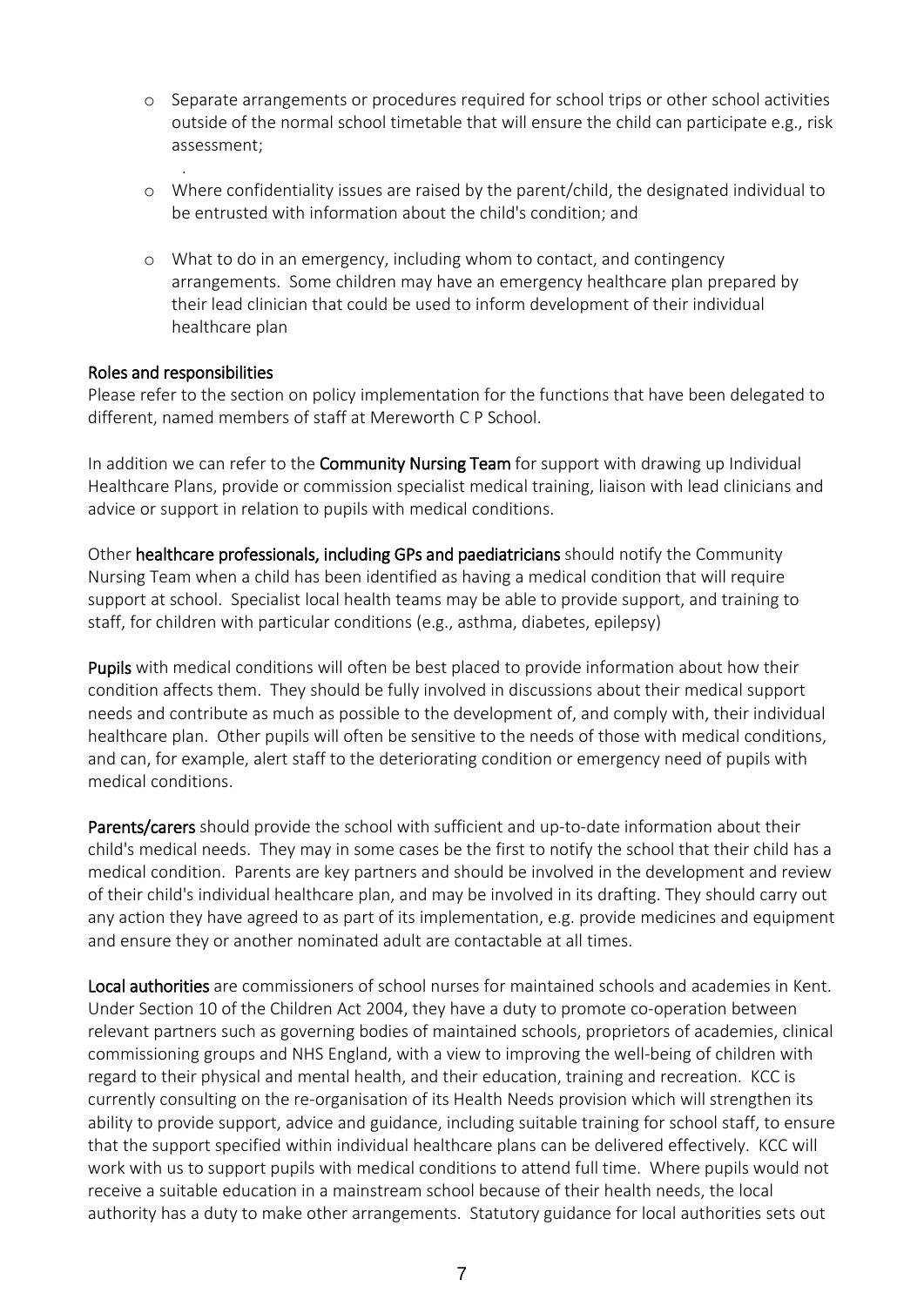- Separate arrangements or procedures required for school trips or other school activities outside of the normal school timetable that will ensure the child can participate e.g., risk assessment;
- Where confidentiality issues are raised by the parent/child, the designated individual to be entrusted with information about the child's condition; and
- What to do in an emergency, including whom to contact, and contingency arrangements. Some children may have an emergency healthcare plan prepared by their lead clinician that could be used to inform development of their individual healthcare plan

## Roles and responsibilities

Please refer to the section on policy implementation for the functions that have been delegated to different, named members of staff at Mereworth C P School.

In addition we can refer to the **Community Nursing Team** for support with drawing up Individual Healthcare Plans, provide or commission specialist medical training, liaison with lead clinicians and advice or support in relation to pupils with medical conditions.

Other **healthcare professionals, including GPs and paediatricians** should notify the Community Nursing Team when a child has been identified as having a medical condition that will require support at school. Specialist local health teams may be able to provide support, and training to staff, for children with particular conditions (e.g., asthma, diabetes, epilepsy)

**Pupils** with medical conditions will often be best placed to provide information about how their condition affects them. They should be fully involved in discussions about their medical support needs and contribute as much as possible to the development of, and comply with, their individual healthcare plan. Other pupils will often be sensitive to the needs of those with medical conditions, and can, for example, alert staff to the deteriorating condition or emergency need of pupils with medical conditions.

**Parents/carers** should provide the school with sufficient and up-to-date information about their child's medical needs. They may in some cases be the first to notify the school that their child has a medical condition. Parents are key partners and should be involved in the development and review of their child's individual healthcare plan, and may be involved in its drafting. They should carry out any action they have agreed to as part of its implementation, e.g. provide medicines and equipment and ensure they or another nominated adult are contactable at all times.

**Local authorities** are commissioners of school nurses for maintained schools and academies in Kent. Under Section 10 of the Children Act 2004, they have a duty to promote co-operation between relevant partners such as governing bodies of maintained schools, proprietors of academies, clinical commissioning groups and NHS England, with a view to improving the well-being of children with regard to their physical and mental health, and their education, training and recreation. KCC is currently consulting on the re-organisation of its Health Needs provision which will strengthen its ability to provide support, advice and guidance, including suitable training for school staff, to ensure that the support specified within individual healthcare plans can be delivered effectively. KCC will work with us to support pupils with medical conditions to attend full time. Where pupils would not receive a suitable education in a mainstream school because of their health needs, the local authority has a duty to make other arrangements. Statutory guidance for local authorities sets out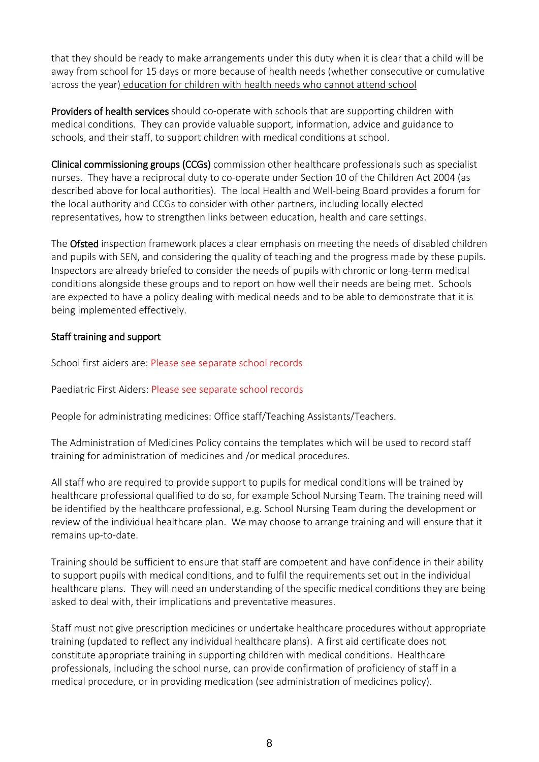that they should be ready to make arrangements under this duty when it is clear that a child will be away from school for 15 days or more because of health needs (whether consecutive or cumulative across the year) education for children with health needs who cannot attend school

**Providers of health services** should co-operate with schools that are supporting children with medical conditions. They can provide valuable support, information, advice and guidance to schools, and their staff, to support children with medical conditions at school.

**Clinical commissioning groups (CCGs)** commission other healthcare professionals such as specialist nurses. They have a reciprocal duty to co-operate under Section 10 of the Children Act 2004 (as described above for local authorities). The local Health and Well-being Board provides a forum for the local authority and CCGs to consider with other partners, including locally elected representatives, how to strengthen links between education, health and care settings.

The **Ofsted** inspection framework places a clear emphasis on meeting the needs of disabled children and pupils with SEN, and considering the quality of teaching and the progress made by these pupils. Inspectors are already briefed to consider the needs of pupils with chronic or long-term medical conditions alongside these groups and to report on how well their needs are being met. Schools are expected to have a policy dealing with medical needs and to be able to demonstrate that it is being implemented effectively.

**Staff training and support**

School first aiders are: Please see separate school records

Paediatric First Aiders: Please see separate school records

People for administrating medicines: Office staff/Teaching Assistants/Teachers.

The Administration of Medicines Policy contains the templates which will be used to record staff training for administration of medicines and /or medical procedures.

All staff who are required to provide support to pupils for medical conditions will be trained by healthcare professional qualified to do so, for example School Nursing Team. The training need will be identified by the healthcare professional, e.g. School Nursing Team during the development or review of the individual healthcare plan. We may choose to arrange training and will ensure that it remains up-to-date.

Training should be sufficient to ensure that staff are competent and have confidence in their ability to support pupils with medical conditions, and to fulfil the requirements set out in the individual healthcare plans. They will need an understanding of the specific medical conditions they are being asked to deal with, their implications and preventative measures.

Staff must not give prescription medicines or undertake healthcare procedures without appropriate training (updated to reflect any individual healthcare plans). A first aid certificate does not constitute appropriate training in supporting children with medical conditions. Healthcare professionals, including the school nurse, can provide confirmation of proficiency of staff in a medical procedure, or in providing medication (see administration of medicines policy).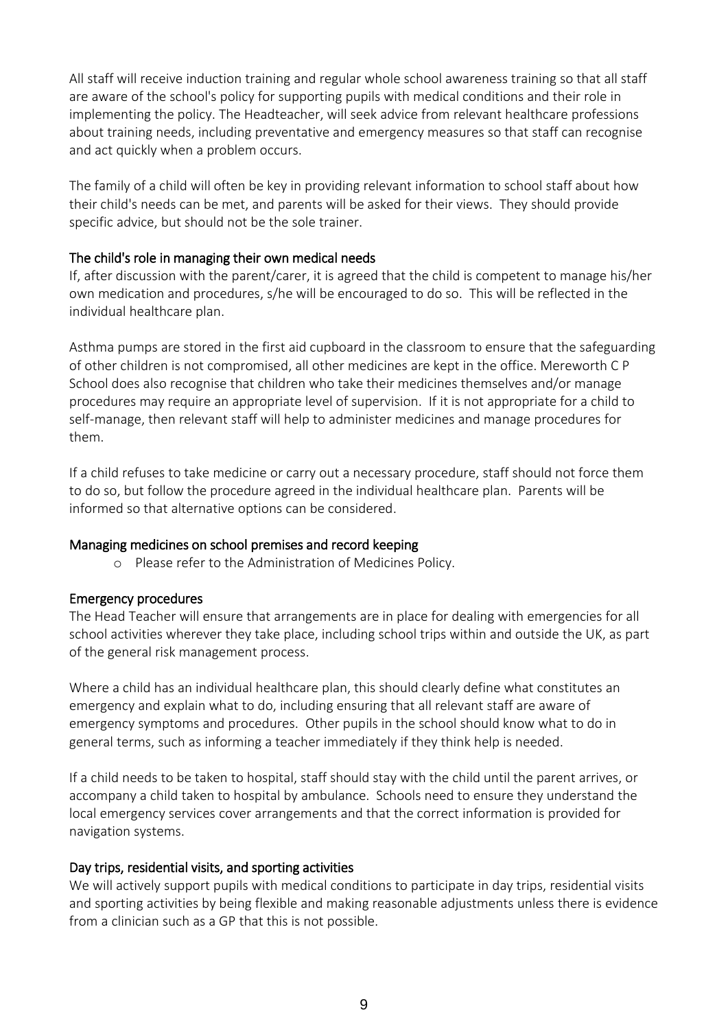All staff will receive induction training and regular whole school awareness training so that all staff are aware of the school's policy for supporting pupils with medical conditions and their role in implementing the policy. The Headteacher, will seek advice from relevant healthcare professions about training needs, including preventative and emergency measures so that staff can recognise and act quickly when a problem occurs.

The family of a child will often be key in providing relevant information to school staff about how their child's needs can be met, and parents will be asked for their views. They should provide specific advice, but should not be the sole trainer.

### The child's role in managing their own medical needs

If, after discussion with the parent/carer, it is agreed that the child is competent to manage his/her own medication and procedures, s/he will be encouraged to do so. This will be reflected in the individual healthcare plan.

Asthma pumps are stored in the first aid cupboard in the classroom to ensure that the safeguarding of other children is not compromised, all other medicines are kept in the office. Mereworth C P School does also recognise that children who take their medicines themselves and/or manage procedures may require an appropriate level of supervision. If it is not appropriate for a child to self-manage, then relevant staff will help to administer medicines and manage procedures for them.

If a child refuses to take medicine or carry out a necessary procedure, staff should not force them to do so, but follow the procedure agreed in the individual healthcare plan. Parents will be informed so that alternative options can be considered.

### Managing medicines on school premises and record keeping

- Please refer to the Administration of Medicines Policy.

### Emergency procedures

The Head Teacher will ensure that arrangements are in place for dealing with emergencies for all school activities wherever they take place, including school trips within and outside the UK, as part of the general risk management process.

Where a child has an individual healthcare plan, this should clearly define what constitutes an emergency and explain what to do, including ensuring that all relevant staff are aware of emergency symptoms and procedures. Other pupils in the school should know what to do in general terms, such as informing a teacher immediately if they think help is needed.

If a child needs to be taken to hospital, staff should stay with the child until the parent arrives, or accompany a child taken to hospital by ambulance. Schools need to ensure they understand the local emergency services cover arrangements and that the correct information is provided for navigation systems.

### Day trips, residential visits, and sporting activities

We will actively support pupils with medical conditions to participate in day trips, residential visits and sporting activities by being flexible and making reasonable adjustments unless there is evidence from a clinician such as a GP that this is not possible.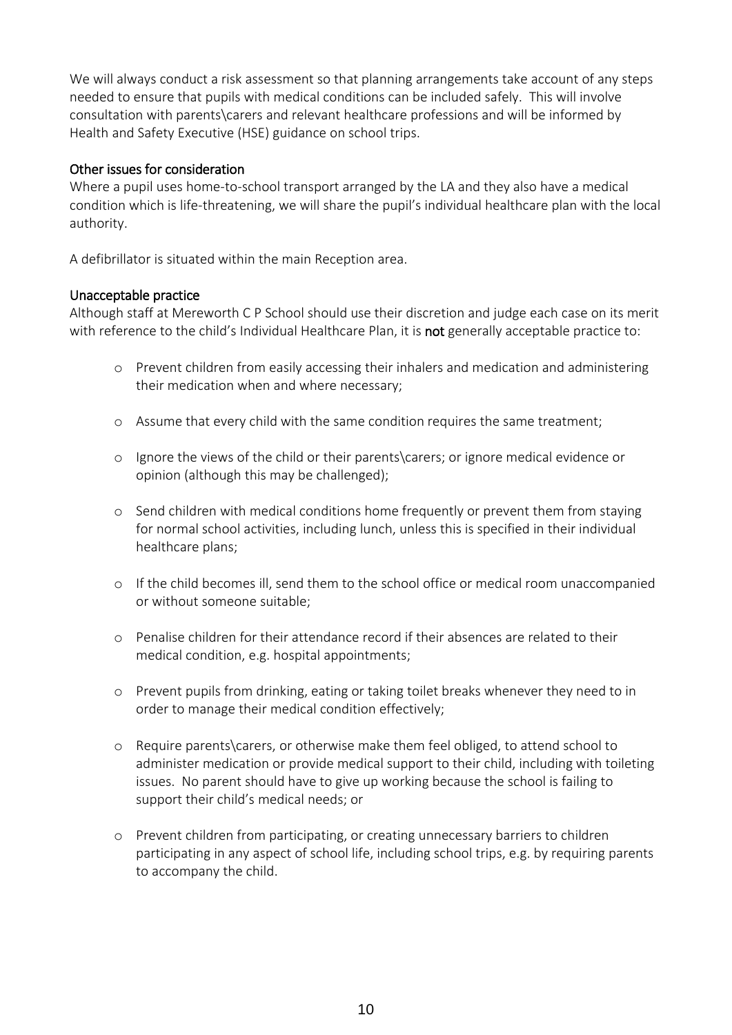We will always conduct a risk assessment so that planning arrangements take account of any steps needed to ensure that pupils with medical conditions can be included safely. This will involve consultation with parents\carers and relevant healthcare professions and will be informed by Health and Safety Executive (HSE) guidance on school trips.

### Other issues for consideration

Where a pupil uses home-to-school transport arranged by the LA and they also have a medical condition which is life-threatening, we will share the pupil's individual healthcare plan with the local authority.

A defibrillator is situated within the main Reception area.

### Unacceptable practice

Although staff at Mereworth C P School should use their discretion and judge each case on its merit with reference to the child's Individual Healthcare Plan, it is **not** generally acceptable practice to:

- Prevent children from easily accessing their inhalers and medication and administering their medication when and where necessary;
- Assume that every child with the same condition requires the same treatment;
- Ignore the views of the child or their parents\carers; or ignore medical evidence or opinion (although this may be challenged);
- Send children with medical conditions home frequently or prevent them from staying for normal school activities, including lunch, unless this is specified in their individual healthcare plans;
- If the child becomes ill, send them to the school office or medical room unaccompanied or without someone suitable;
- Penalise children for their attendance record if their absences are related to their medical condition, e.g. hospital appointments;
- Prevent pupils from drinking, eating or taking toilet breaks whenever they need to in order to manage their medical condition effectively;
- Require parents\carers, or otherwise make them feel obliged, to attend school to administer medication or provide medical support to their child, including with toileting issues. No parent should have to give up working because the school is failing to support their child's medical needs; or
- Prevent children from participating, or creating unnecessary barriers to children participating in any aspect of school life, including school trips, e.g. by requiring parents to accompany the child.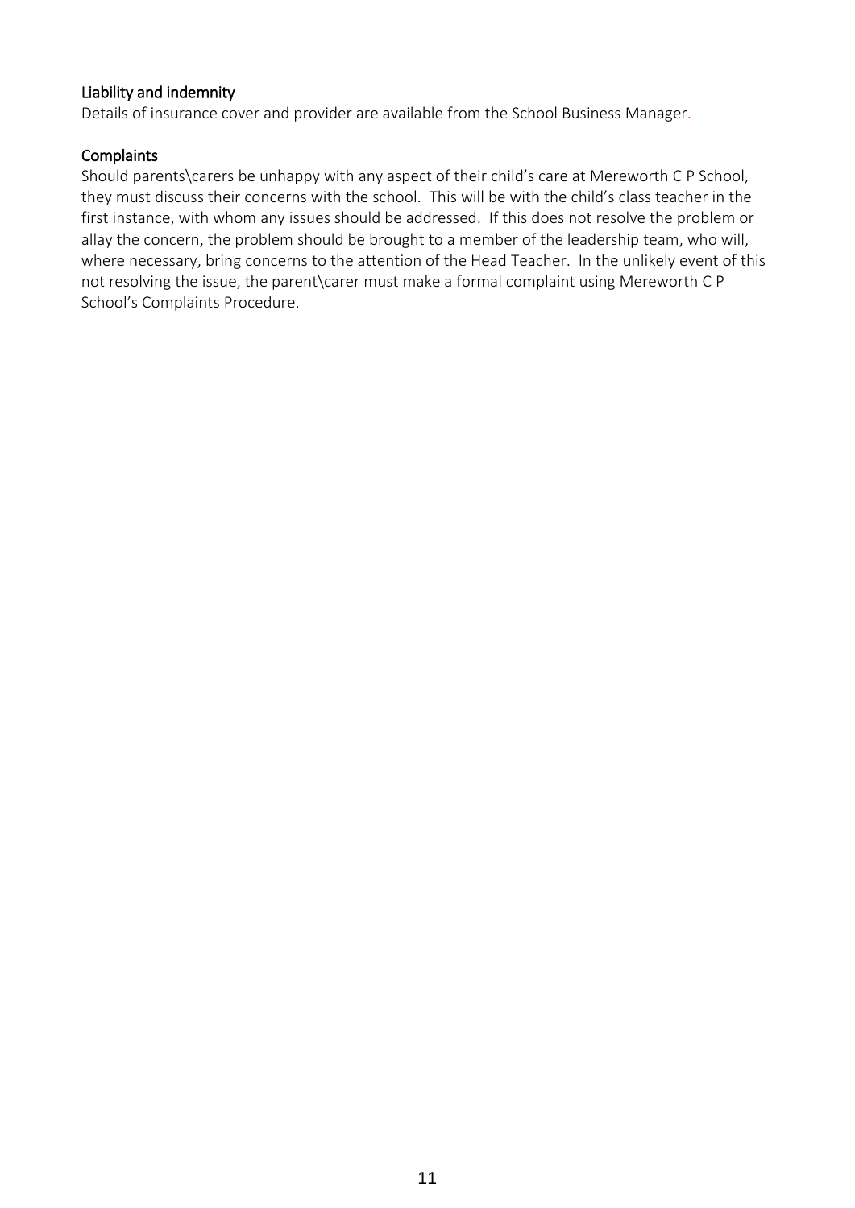### Liability and indemnity

Details of insurance cover and provider are available from the School Business Manager.

### Complaints

Should parents\carers be unhappy with any aspect of their child's care at Mereworth C P School, they must discuss their concerns with the school. This will be with the child's class teacher in the first instance, with whom any issues should be addressed. If this does not resolve the problem or allay the concern, the problem should be brought to a member of the leadership team, who will, where necessary, bring concerns to the attention of the Head Teacher. In the unlikely event of this not resolving the issue, the parent\carer must make a formal complaint using Mereworth C P School's Complaints Procedure.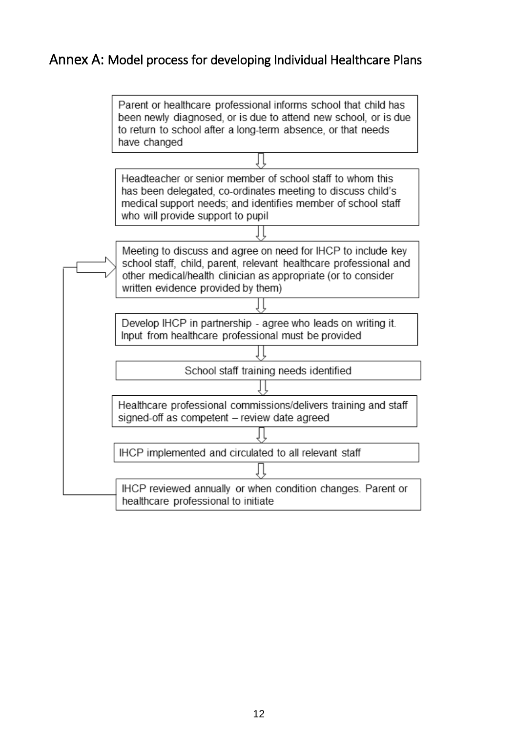## Annex A: Model process for developing Individual Healthcare Plans

Parent or healthcare professional informs school that child has been newly diagnosed, or is due to attend new school, or is due to return to school after a long-term absence, or that needs have changed

⇩

Headteacher or senior member of school staff to whom this has been delegated, co-ordinates meeting to discuss child's medical support needs; and identifies member of school staff who will provide support to pupil

⇩

Meeting to discuss and agree on need for IHCP to include key school staff, child, parent, relevant healthcare professional and other medical/health clinician as appropriate (or to consider written evidence provided by them)

⇩

Develop IHCP in partnership - agree who leads on writing it. Input from healthcare professional must be provided

⇩

School staff training needs identified

⇩

Healthcare professional commissions/delivers training and staff signed-off as competent – review date agreed

⇩

IHCP implemented and circulated to all relevant staff

⇩

IHCP reviewed annually or when condition changes. Parent or healthcare professional to initiate (returns to the meeting to discuss and agree on need for IHCP)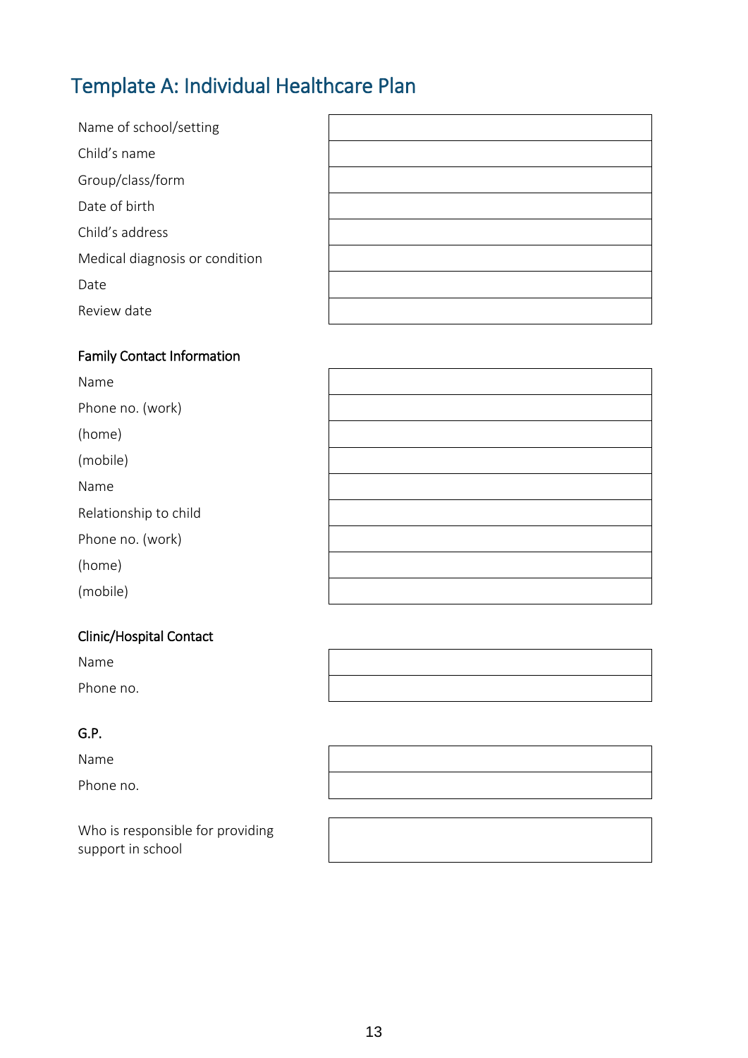## Template A: Individual Healthcare Plan

| | |
|---|---|
| Name of school/setting | |
| Child's name | |
| Group/class/form | |
| Date of birth | |
| Child's address | |
| Medical diagnosis or condition | |
| Date | |
| Review date | |

### Family Contact Information

| | |
|---|---|
| Name | |
| Phone no. (work) | |
| (home) | |
| (mobile) | |
| Name | |
| Relationship to child | |
| Phone no. (work) | |
| (home) | |
| (mobile) | |

### Clinic/Hospital Contact

| | |
|---|---|
| Name | |
| Phone no. | |

### G.P.

| | |
|---|---|
| Name | |
| Phone no. | |

| | |
|---|---|
| Who is responsible for providing support in school | |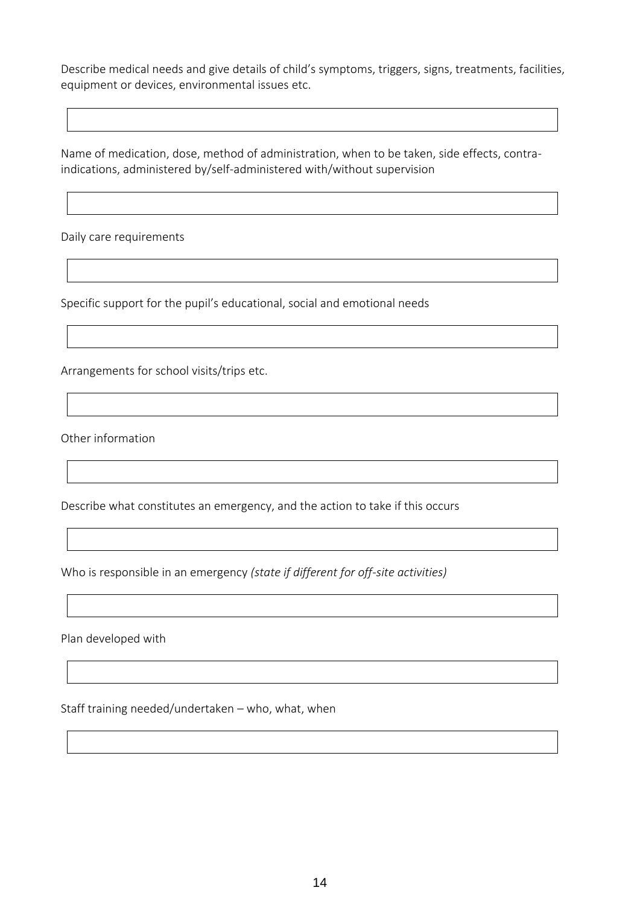Describe medical needs and give details of child's symptoms, triggers, signs, treatments, facilities, equipment or devices, environmental issues etc.

| |
|---|
| |

Name of medication, dose, method of administration, when to be taken, side effects, contra-indications, administered by/self-administered with/without supervision

| |
|---|
| |

Daily care requirements

| |
|---|
| |

Specific support for the pupil's educational, social and emotional needs

| |
|---|
| |

Arrangements for school visits/trips etc.

| |
|---|
| |

Other information

| |
|---|
| |

Describe what constitutes an emergency, and the action to take if this occurs

| |
|---|
| |

Who is responsible in an emergency *(state if different for off-site activities)*

| |
|---|
| |

Plan developed with

| |
|---|
| |

Staff training needed/undertaken – who, what, when

| |
|---|
| |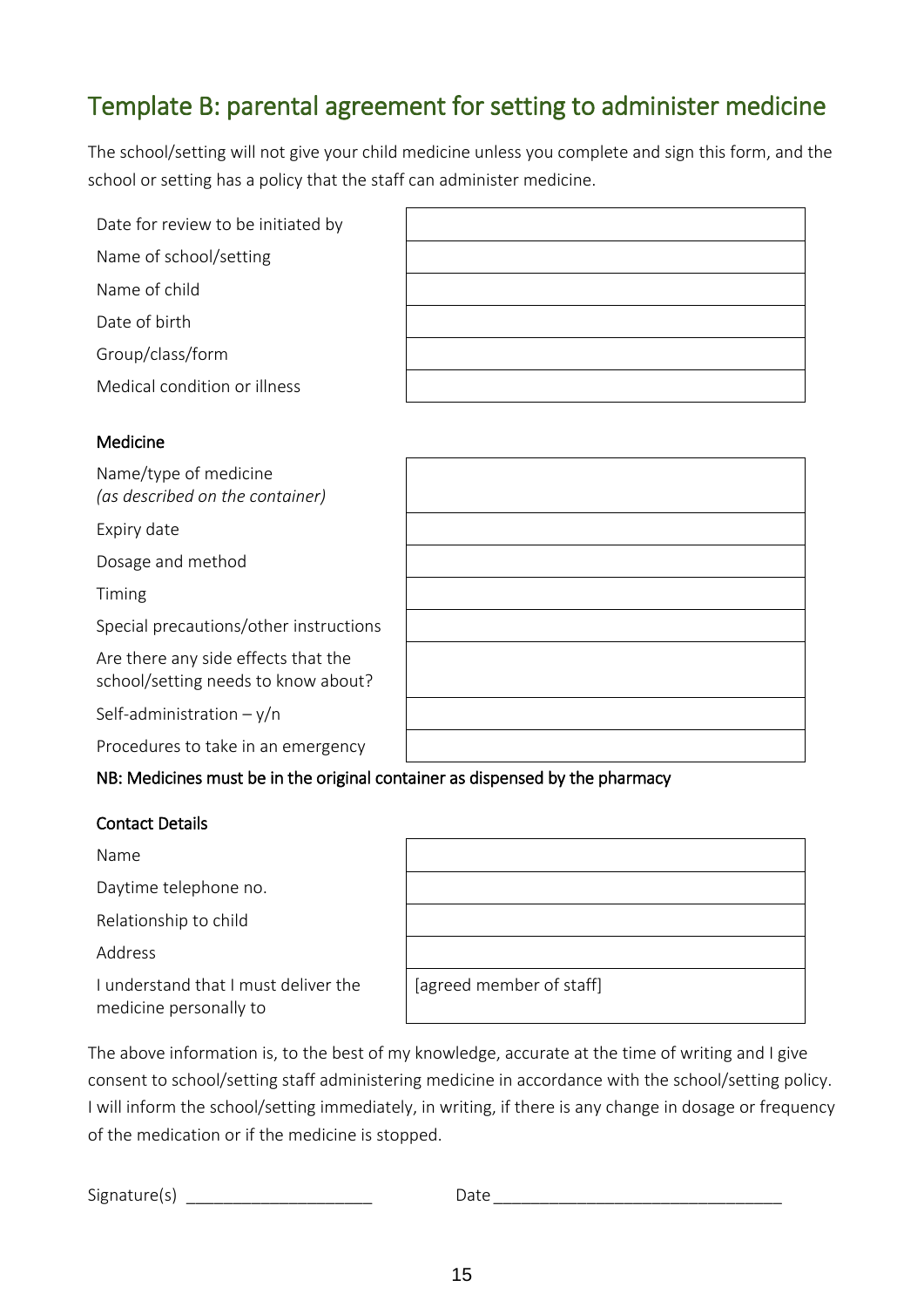## Template B: parental agreement for setting to administer medicine

The school/setting will not give your child medicine unless you complete and sign this form, and the school or setting has a policy that the staff can administer medicine.

| | |
|---|---|
| Date for review to be initiated by | |
| Name of school/setting | |
| Name of child | |
| Date of birth | |
| Group/class/form | |
| Medical condition or illness | |

**Medicine**

| | |
|---|---|
| Name/type of medicine *(as described on the container)* | |
| Expiry date | |
| Dosage and method | |
| Timing | |
| Special precautions/other instructions | |
| Are there any side effects that the school/setting needs to know about? | |
| Self-administration – y/n | |
| Procedures to take in an emergency | |

**NB: Medicines must be in the original container as dispensed by the pharmacy**

**Contact Details**

| | |
|---|---|
| Name | |
| Daytime telephone no. | |
| Relationship to child | |
| Address | |
| I understand that I must deliver the medicine personally to | [agreed member of staff] |

The above information is, to the best of my knowledge, accurate at the time of writing and I give consent to school/setting staff administering medicine in accordance with the school/setting policy. I will inform the school/setting immediately, in writing, if there is any change in dosage or frequency of the medication or if the medicine is stopped.

Signature(s) ____________________ Date ______________________________